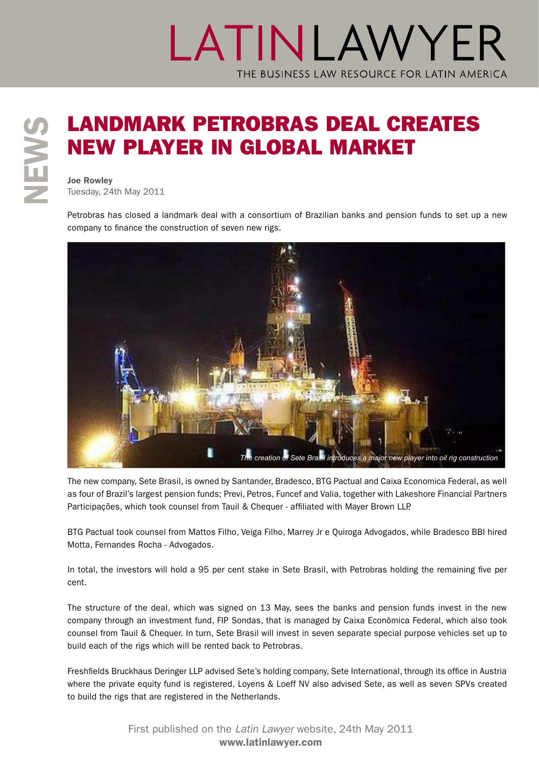# LANDMARK PETROBRAS DEAL CREATES NEW PLAYER IN GLOBAL MARKET

**Joe Rowley**
Tuesday, 24th May 2011

Petrobras has closed a landmark deal with a consortium of Brazilian banks and pension funds to set up a new company to finance the construction of seven new rigs.

*The creation of Sete Brasil introduces a major new player into oil rig construction*

The new company, Sete Brasil, is owned by Santander, Bradesco, BTG Pactual and Caixa Economica Federal, as well as four of Brazil's largest pension funds; Previ, Petros, Funcef and Valia, together with Lakeshore Financial Partners Participações, which took counsel from Tauil & Chequer - affiliated with Mayer Brown LLP.

BTG Pactual took counsel from Mattos Filho, Veiga Filho, Marrey Jr e Quiroga Advogados, while Bradesco BBI hired Motta, Fernandes Rocha - Advogados.

In total, the investors will hold a 95 per cent stake in Sete Brasil, with Petrobras holding the remaining five per cent.

The structure of the deal, which was signed on 13 May, sees the banks and pension funds invest in the new company through an investment fund, FIP Sondas, that is managed by Caixa Econômica Federal, which also took counsel from Tauil & Chequer. In turn, Sete Brasil will invest in seven separate special purpose vehicles set up to build each of the rigs which will be rented back to Petrobras.

Freshfields Bruckhaus Deringer LLP advised Sete's holding company, Sete International, through its office in Austria where the private equity fund is registered. Loyens & Loeff NV also advised Sete, as well as seven SPVs created to build the rigs that are registered in the Netherlands.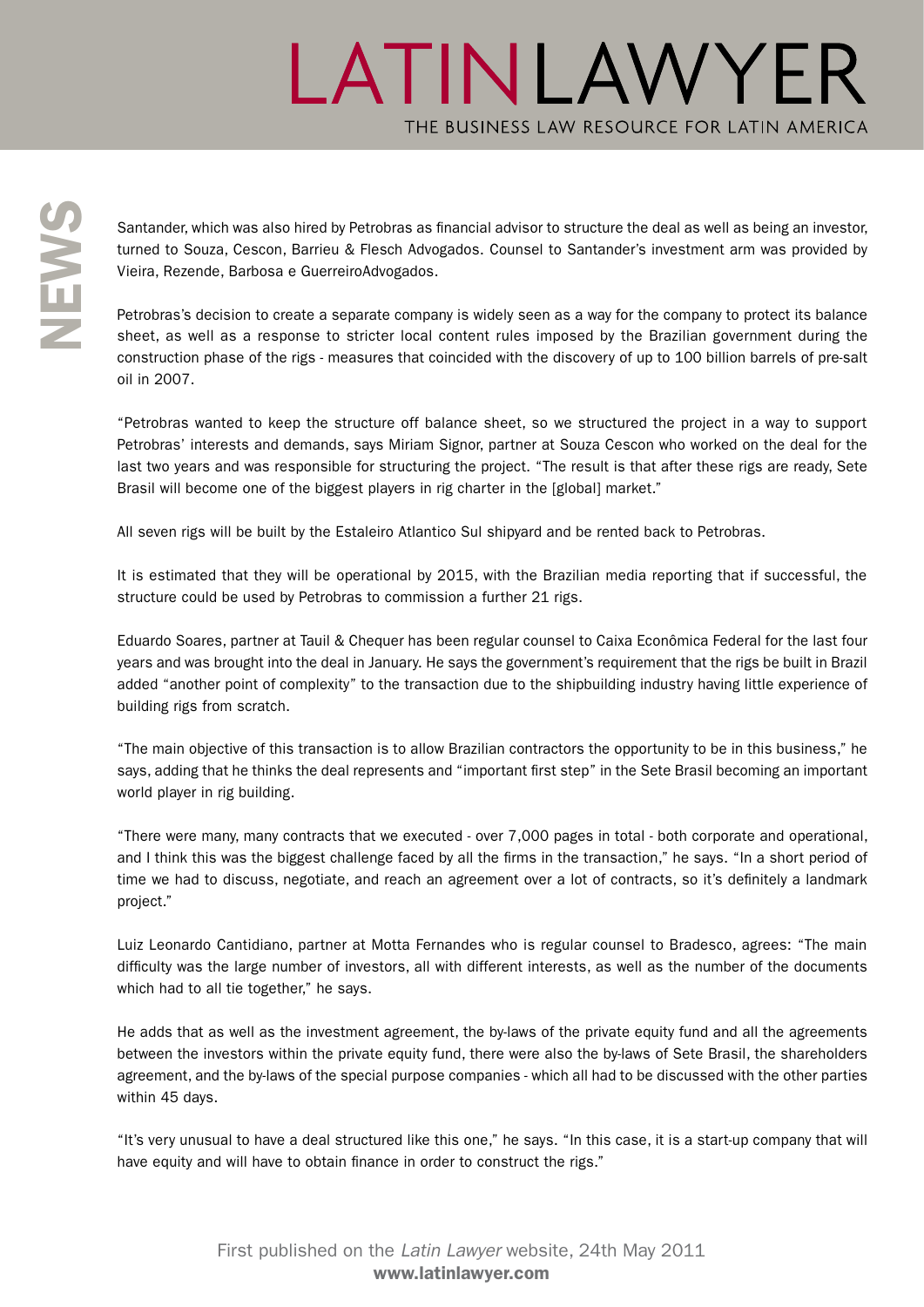Santander, which was also hired by Petrobras as financial advisor to structure the deal as well as being an investor, turned to Souza, Cescon, Barrieu & Flesch Advogados. Counsel to Santander's investment arm was provided by Vieira, Rezende, Barbosa e GuerreiroAdvogados.

Petrobras's decision to create a separate company is widely seen as a way for the company to protect its balance sheet, as well as a response to stricter local content rules imposed by the Brazilian government during the construction phase of the rigs - measures that coincided with the discovery of up to 100 billion barrels of pre-salt oil in 2007.

"Petrobras wanted to keep the structure off balance sheet, so we structured the project in a way to support Petrobras' interests and demands, says Miriam Signor, partner at Souza Cescon who worked on the deal for the last two years and was responsible for structuring the project. "The result is that after these rigs are ready, Sete Brasil will become one of the biggest players in rig charter in the [global] market."

All seven rigs will be built by the Estaleiro Atlantico Sul shipyard and be rented back to Petrobras.

It is estimated that they will be operational by 2015, with the Brazilian media reporting that if successful, the structure could be used by Petrobras to commission a further 21 rigs.

Eduardo Soares, partner at Tauil & Chequer has been regular counsel to Caixa Econômica Federal for the last four years and was brought into the deal in January. He says the government's requirement that the rigs be built in Brazil added "another point of complexity" to the transaction due to the shipbuilding industry having little experience of building rigs from scratch.

"The main objective of this transaction is to allow Brazilian contractors the opportunity to be in this business," he says, adding that he thinks the deal represents and "important first step" in the Sete Brasil becoming an important world player in rig building.

"There were many, many contracts that we executed - over 7,000 pages in total - both corporate and operational, and I think this was the biggest challenge faced by all the firms in the transaction," he says. "In a short period of time we had to discuss, negotiate, and reach an agreement over a lot of contracts, so it's definitely a landmark project."

Luiz Leonardo Cantidiano, partner at Motta Fernandes who is regular counsel to Bradesco, agrees: "The main difficulty was the large number of investors, all with different interests, as well as the number of the documents which had to all tie together," he says.

He adds that as well as the investment agreement, the by-laws of the private equity fund and all the agreements between the investors within the private equity fund, there were also the by-laws of Sete Brasil, the shareholders agreement, and the by-laws of the special purpose companies - which all had to be discussed with the other parties within 45 days.

"It's very unusual to have a deal structured like this one," he says. "In this case, it is a start-up company that will have equity and will have to obtain finance in order to construct the rigs."

First published on the *Latin Lawyer* website, 24th May 2011
**www.latinlawyer.com**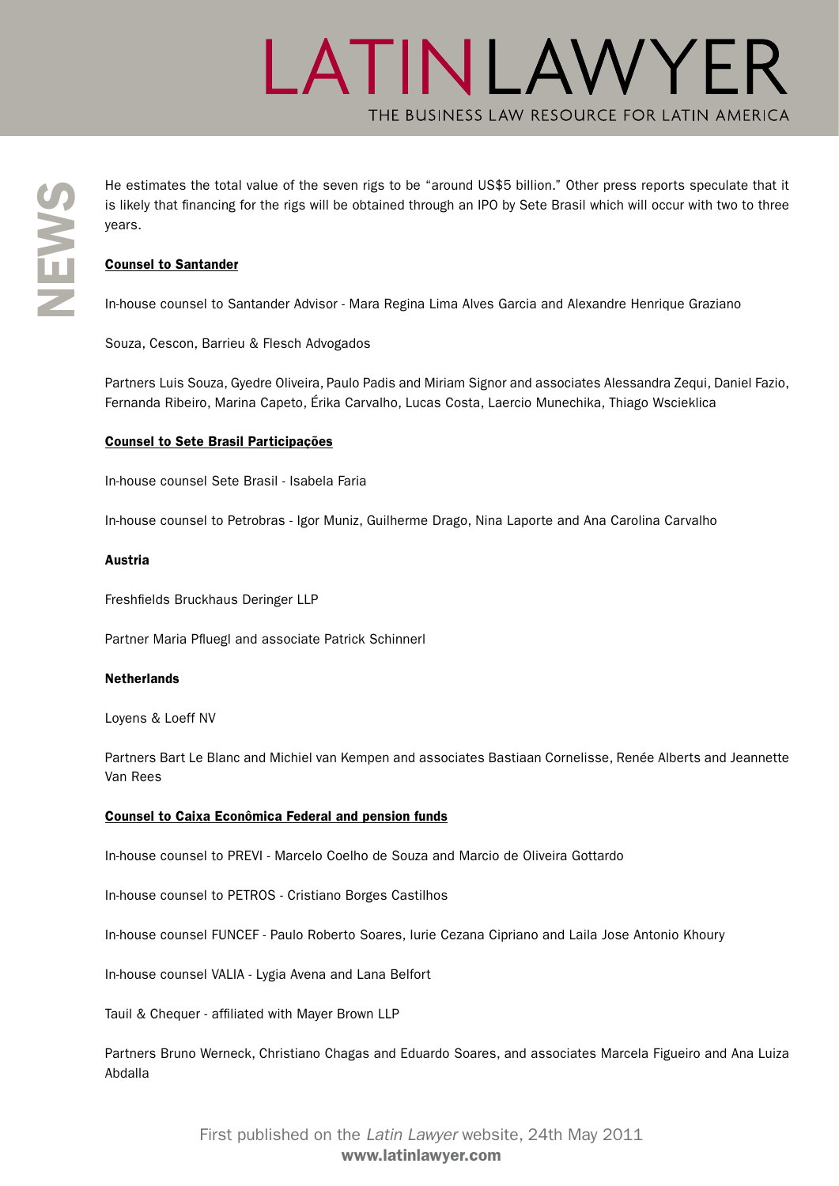He estimates the total value of the seven rigs to be "around US$5 billion." Other press reports speculate that it is likely that financing for the rigs will be obtained through an IPO by Sete Brasil which will occur with two to three years.

**Counsel to Santander**

In-house counsel to Santander Advisor - Mara Regina Lima Alves Garcia and Alexandre Henrique Graziano

Souza, Cescon, Barrieu & Flesch Advogados

Partners Luis Souza, Gyedre Oliveira, Paulo Padis and Miriam Signor and associates Alessandra Zequi, Daniel Fazio, Fernanda Ribeiro, Marina Capeto, Érika Carvalho, Lucas Costa, Laercio Munechika, Thiago Wscieklica

**Counsel to Sete Brasil Participações**

In-house counsel Sete Brasil - Isabela Faria

In-house counsel to Petrobras - Igor Muniz, Guilherme Drago, Nina Laporte and Ana Carolina Carvalho

**Austria**

Freshfields Bruckhaus Deringer LLP

Partner Maria Pfluegl and associate Patrick Schinnerl

**Netherlands**

Loyens & Loeff NV

Partners Bart Le Blanc and Michiel van Kempen and associates Bastiaan Cornelisse, Renée Alberts and Jeannette Van Rees

**Counsel to Caixa Econômica Federal and pension funds**

In-house counsel to PREVI - Marcelo Coelho de Souza and Marcio de Oliveira Gottardo

In-house counsel to PETROS - Cristiano Borges Castilhos

In-house counsel FUNCEF - Paulo Roberto Soares, Iurie Cezana Cipriano and Laila Jose Antonio Khoury

In-house counsel VALIA - Lygia Avena and Lana Belfort

Tauil & Chequer - affiliated with Mayer Brown LLP

Partners Bruno Werneck, Christiano Chagas and Eduardo Soares, and associates Marcela Figueiro and Ana Luiza Abdalla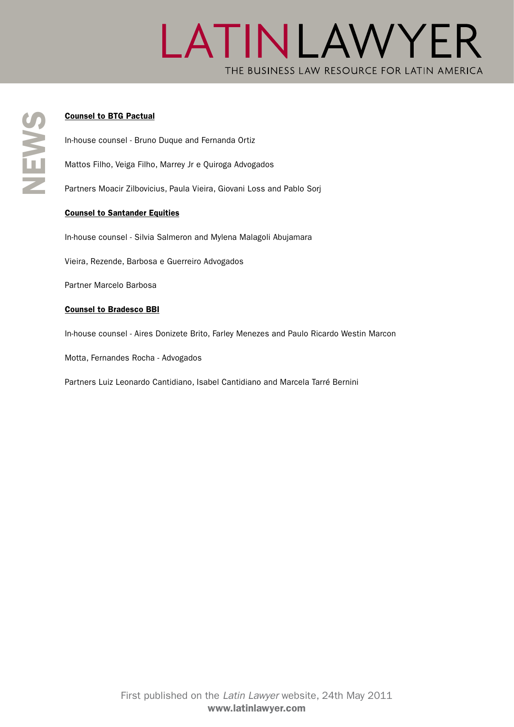**Counsel to BTG Pactual**

In-house counsel - Bruno Duque and Fernanda Ortiz

Mattos Filho, Veiga Filho, Marrey Jr e Quiroga Advogados

Partners Moacir Zilbovicius, Paula Vieira, Giovani Loss and Pablo Sorj

**Counsel to Santander Equities**

In-house counsel - Silvia Salmeron and Mylena Malagoli Abujamara

Vieira, Rezende, Barbosa e Guerreiro Advogados

Partner Marcelo Barbosa

**Counsel to Bradesco BBI**

In-house counsel - Aires Donizete Brito, Farley Menezes and Paulo Ricardo Westin Marcon

Motta, Fernandes Rocha - Advogados

Partners Luiz Leonardo Cantidiano, Isabel Cantidiano and Marcela Tarré Bernini